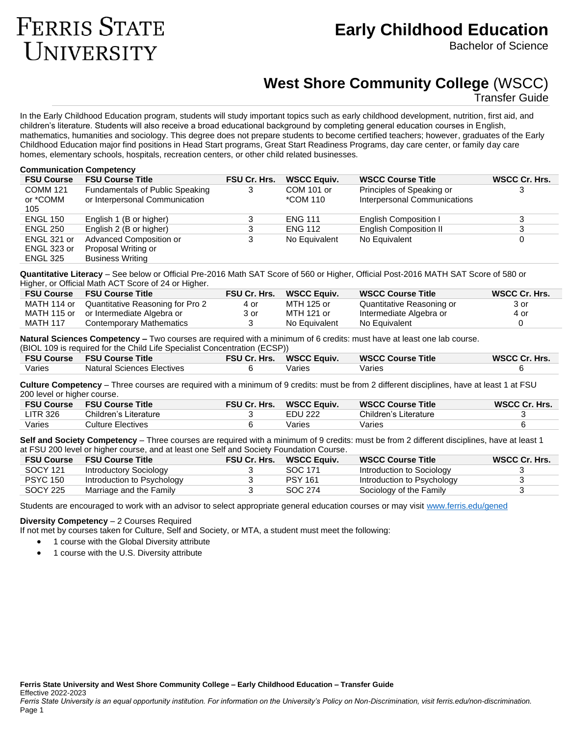# Ferris State University

# Early Childhood Education

Bachelor of Science

## West Shore Community College (WSCC)

Transfer Guide

In the Early Childhood Education program, students will study important topics such as early childhood development, nutrition, first aid, and children's literature. Students will also receive a broad educational background by completing general education courses in English, mathematics, humanities and sociology. This degree does not prepare students to become certified teachers; however, graduates of the Early Childhood Education major find positions in Head Start programs, Great Start Readiness Programs, day care center, or family day care homes, elementary schools, hospitals, recreation centers, or other child related businesses.

**Communication Competency**

| FSU Course | FSU Course Title | FSU Cr. Hrs. | WSCC Equiv. | WSCC Course Title | WSCC Cr. Hrs. |
|---|---|---|---|---|---|
| COMM 121 or *COMM 105 | Fundamentals of Public Speaking or Interpersonal Communication | 3 | COM 101 or *COM 110 | Principles of Speaking or Interpersonal Communications | 3 |
| ENGL 150 | English 1 (B or higher) | 3 | ENG 111 | English Composition I | 3 |
| ENGL 250 | English 2 (B or higher) | 3 | ENG 112 | English Composition II | 3 |
| ENGL 321 or ENGL 323 or ENGL 325 | Advanced Composition or Proposal Writing or Business Writing | 3 | No Equivalent | No Equivalent | 0 |

**Quantitative Literacy** – See below or Official Pre-2016 Math SAT Score of 560 or Higher, Official Post-2016 MATH SAT Score of 580 or Higher, or Official Math ACT Score of 24 or Higher.

| FSU Course | FSU Course Title | FSU Cr. Hrs. | WSCC Equiv. | WSCC Course Title | WSCC Cr. Hrs. |
|---|---|---|---|---|---|
| MATH 114 or MATH 115 or MATH 117 | Quantitative Reasoning for Pro 2 or Intermediate Algebra or Contemporary Mathematics | 4 or 3 or 3 | MTH 125 or MTH 121 or No Equivalent | Quantitative Reasoning or Intermediate Algebra or No Equivalent | 3 or 4 or 0 |

**Natural Sciences Competency –** Two courses are required with a minimum of 6 credits: must have at least one lab course. (BIOL 109 is required for the Child Life Specialist Concentration (ECSP))

| FSU Course | FSU Course Title | FSU Cr. Hrs. | WSCC Equiv. | WSCC Course Title | WSCC Cr. Hrs. |
|---|---|---|---|---|---|
| Varies | Natural Sciences Electives | 6 | Varies | Varies | 6 |

**Culture Competency** – Three courses are required with a minimum of 9 credits: must be from 2 different disciplines, have at least 1 at FSU 200 level or higher course.

| FSU Course | FSU Course Title | FSU Cr. Hrs. | WSCC Equiv. | WSCC Course Title | WSCC Cr. Hrs. |
|---|---|---|---|---|---|
| LITR 326 | Children's Literature | 3 | EDU 222 | Children's Literature | 3 |
| Varies | Culture Electives | 6 | Varies | Varies | 6 |

**Self and Society Competency** – Three courses are required with a minimum of 9 credits: must be from 2 different disciplines, have at least 1 at FSU 200 level or higher course, and at least one Self and Society Foundation Course.

| FSU Course | FSU Course Title | FSU Cr. Hrs. | WSCC Equiv. | WSCC Course Title | WSCC Cr. Hrs. |
|---|---|---|---|---|---|
| SOCY 121 | Introductory Sociology | 3 | SOC 171 | Introduction to Sociology | 3 |
| PSYC 150 | Introduction to Psychology | 3 | PSY 161 | Introduction to Psychology | 3 |
| SOCY 225 | Marriage and the Family | 3 | SOC 274 | Sociology of the Family | 3 |

Students are encouraged to work with an advisor to select appropriate general education courses or may visit www.ferris.edu/gened

**Diversity Competency** – 2 Courses Required

If not met by courses taken for Culture, Self and Society, or MTA, a student must meet the following:

- 1 course with the Global Diversity attribute
- 1 course with the U.S. Diversity attribute

**Ferris State University and West Shore Community College – Early Childhood Education – Transfer Guide**

Effective 2022-2023

*Ferris State University is an equal opportunity institution. For information on the University's Policy on Non-Discrimination, visit ferris.edu/non-discrimination.*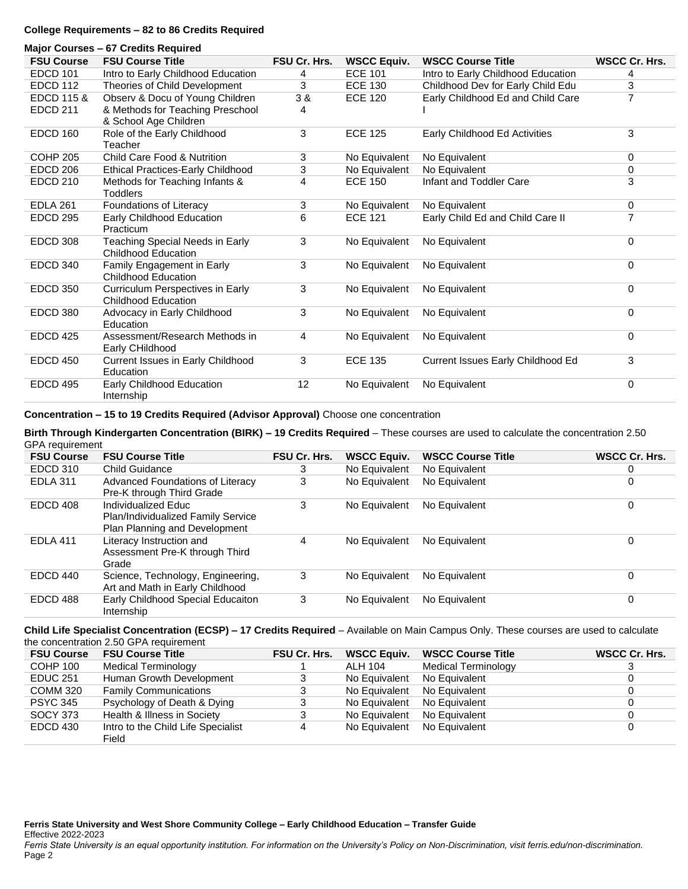**College Requirements – 82 to 86 Credits Required**

**Major Courses – 67 Credits Required**

| FSU Course | FSU Course Title | FSU Cr. Hrs. | WSCC Equiv. | WSCC Course Title | WSCC Cr. Hrs. |
|---|---|---|---|---|---|
| EDCD 101 | Intro to Early Childhood Education | 4 | ECE 101 | Intro to Early Childhood Education | 4 |
| EDCD 112 | Theories of Child Development | 3 | ECE 130 | Childhood Dev for Early Child Edu | 3 |
| EDCD 115 & EDCD 211 | Observ & Docu of Young Children & Methods for Teaching Preschool & School Age Children | 3 & 4 | ECE 120 | Early Childhood Ed and Child Care I | 7 |
| EDCD 160 | Role of the Early Childhood Teacher | 3 | ECE 125 | Early Childhood Ed Activities | 3 |
| COHP 205 | Child Care Food & Nutrition | 3 | No Equivalent | No Equivalent | 0 |
| EDCD 206 | Ethical Practices-Early Childhood | 3 | No Equivalent | No Equivalent | 0 |
| EDCD 210 | Methods for Teaching Infants & Toddlers | 4 | ECE 150 | Infant and Toddler Care | 3 |
| EDLA 261 | Foundations of Literacy | 3 | No Equivalent | No Equivalent | 0 |
| EDCD 295 | Early Childhood Education Practicum | 6 | ECE 121 | Early Child Ed and Child Care II | 7 |
| EDCD 308 | Teaching Special Needs in Early Childhood Education | 3 | No Equivalent | No Equivalent | 0 |
| EDCD 340 | Family Engagement in Early Childhood Education | 3 | No Equivalent | No Equivalent | 0 |
| EDCD 350 | Curriculum Perspectives in Early Childhood Education | 3 | No Equivalent | No Equivalent | 0 |
| EDCD 380 | Advocacy in Early Childhood Education | 3 | No Equivalent | No Equivalent | 0 |
| EDCD 425 | Assessment/Research Methods in Early CHildhood | 4 | No Equivalent | No Equivalent | 0 |
| EDCD 450 | Current Issues in Early Childhood Education | 3 | ECE 135 | Current Issues Early Childhood Ed | 3 |
| EDCD 495 | Early Childhood Education Internship | 12 | No Equivalent | No Equivalent | 0 |

**Concentration – 15 to 19 Credits Required (Advisor Approval)** Choose one concentration

**Birth Through Kindergarten Concentration (BIRK) – 19 Credits Required** – These courses are used to calculate the concentration 2.50 GPA requirement

| FSU Course | FSU Course Title | FSU Cr. Hrs. | WSCC Equiv. | WSCC Course Title | WSCC Cr. Hrs. |
|---|---|---|---|---|---|
| EDCD 310 | Child Guidance | 3 | No Equivalent | No Equivalent | 0 |
| EDLA 311 | Advanced Foundations of Literacy Pre-K through Third Grade | 3 | No Equivalent | No Equivalent | 0 |
| EDCD 408 | Individualized Educ Plan/Individualized Family Service Plan Planning and Development | 3 | No Equivalent | No Equivalent | 0 |
| EDLA 411 | Literacy Instruction and Assessment Pre-K through Third Grade | 4 | No Equivalent | No Equivalent | 0 |
| EDCD 440 | Science, Technology, Engineering, Art and Math in Early Childhood | 3 | No Equivalent | No Equivalent | 0 |
| EDCD 488 | Early Childhood Special Educaiton Internship | 3 | No Equivalent | No Equivalent | 0 |

**Child Life Specialist Concentration (ECSP) – 17 Credits Required** – Available on Main Campus Only. These courses are used to calculate the concentration 2.50 GPA requirement

| FSU Course | FSU Course Title | FSU Cr. Hrs. | WSCC Equiv. | WSCC Course Title | WSCC Cr. Hrs. |
|---|---|---|---|---|---|
| COHP 100 | Medical Terminology | 1 | ALH 104 | Medical Terminology | 3 |
| EDUC 251 | Human Growth Development | 3 | No Equivalent | No Equivalent | 0 |
| COMM 320 | Family Communications | 3 | No Equivalent | No Equivalent | 0 |
| PSYC 345 | Psychology of Death & Dying | 3 | No Equivalent | No Equivalent | 0 |
| SOCY 373 | Health & Illness in Society | 3 | No Equivalent | No Equivalent | 0 |
| EDCD 430 | Intro to the Child Life Specialist Field | 4 | No Equivalent | No Equivalent | 0 |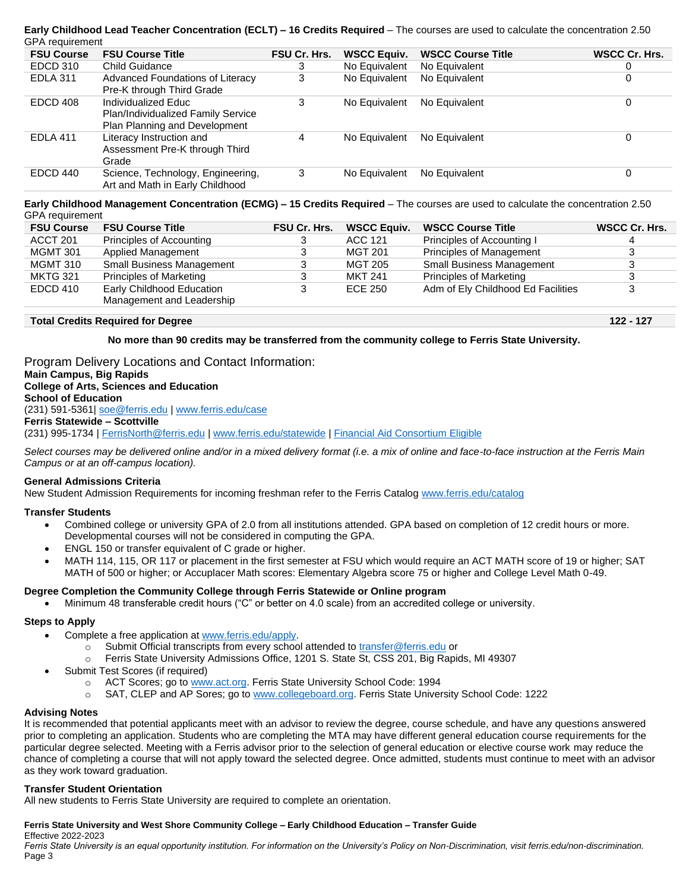**Early Childhood Lead Teacher Concentration (ECLT) – 16 Credits Required** – The courses are used to calculate the concentration 2.50 GPA requirement

| FSU Course | FSU Course Title | FSU Cr. Hrs. | WSCC Equiv. | WSCC Course Title | WSCC Cr. Hrs. |
|---|---|---|---|---|---|
| EDCD 310 | Child Guidance | 3 | No Equivalent | No Equivalent | 0 |
| EDLA 311 | Advanced Foundations of Literacy Pre-K through Third Grade | 3 | No Equivalent | No Equivalent | 0 |
| EDCD 408 | Individualized Educ Plan/Individualized Family Service Plan Planning and Development | 3 | No Equivalent | No Equivalent | 0 |
| EDLA 411 | Literacy Instruction and Assessment Pre-K through Third Grade | 4 | No Equivalent | No Equivalent | 0 |
| EDCD 440 | Science, Technology, Engineering, Art and Math in Early Childhood | 3 | No Equivalent | No Equivalent | 0 |

**Early Childhood Management Concentration (ECMG) – 15 Credits Required** – The courses are used to calculate the concentration 2.50 GPA requirement

| FSU Course | FSU Course Title | FSU Cr. Hrs. | WSCC Equiv. | WSCC Course Title | WSCC Cr. Hrs. |
|---|---|---|---|---|---|
| ACCT 201 | Principles of Accounting | 3 | ACC 121 | Principles of Accounting I | 4 |
| MGMT 301 | Applied Management | 3 | MGT 201 | Principles of Management | 3 |
| MGMT 310 | Small Business Management | 3 | MGT 205 | Small Business Management | 3 |
| MKTG 321 | Principles of Marketing | 3 | MKT 241 | Principles of Marketing | 3 |
| EDCD 410 | Early Childhood Education Management and Leadership | 3 | ECE 250 | Adm of Ely Childhood Ed Facilities | 3 |

| **Total Credits Required for Degree** | **122 - 127** |
|---|---|

**No more than 90 credits may be transferred from the community college to Ferris State University.**

## Program Delivery Locations and Contact Information:

**Main Campus, Big Rapids**
**College of Arts, Sciences and Education**
**School of Education**
(231) 591-5361| soe@ferris.edu | www.ferris.edu/case
**Ferris Statewide – Scottville**
(231) 995-1734 | FerrisNorth@ferris.edu | www.ferris.edu/statewide | Financial Aid Consortium Eligible

*Select courses may be delivered online and/or in a mixed delivery format (i.e. a mix of online and face-to-face instruction at the Ferris Main Campus or at an off-campus location).*

### General Admissions Criteria

New Student Admission Requirements for incoming freshman refer to the Ferris Catalog www.ferris.edu/catalog

### Transfer Students

- Combined college or university GPA of 2.0 from all institutions attended. GPA based on completion of 12 credit hours or more. Developmental courses will not be considered in computing the GPA.
- ENGL 150 or transfer equivalent of C grade or higher.
- MATH 114, 115, OR 117 or placement in the first semester at FSU which would require an ACT MATH score of 19 or higher; SAT MATH of 500 or higher; or Accuplacer Math scores: Elementary Algebra score 75 or higher and College Level Math 0-49.

### Degree Completion the Community College through Ferris Statewide or Online program

- Minimum 48 transferable credit hours ("C" or better on 4.0 scale) from an accredited college or university.

### Steps to Apply

- Complete a free application at www.ferris.edu/apply.
  - Submit Official transcripts from every school attended to transfer@ferris.edu or
  - Ferris State University Admissions Office, 1201 S. State St, CSS 201, Big Rapids, MI 49307
- Submit Test Scores (if required)
  - ACT Scores; go to www.act.org. Ferris State University School Code: 1994
  - SAT, CLEP and AP Sores; go to www.collegeboard.org. Ferris State University School Code: 1222

### Advising Notes

It is recommended that potential applicants meet with an advisor to review the degree, course schedule, and have any questions answered prior to completing an application. Students who are completing the MTA may have different general education course requirements for the particular degree selected. Meeting with a Ferris advisor prior to the selection of general education or elective course work may reduce the chance of completing a course that will not apply toward the selected degree. Once admitted, students must continue to meet with an advisor as they work toward graduation.

### Transfer Student Orientation

All new students to Ferris State University are required to complete an orientation.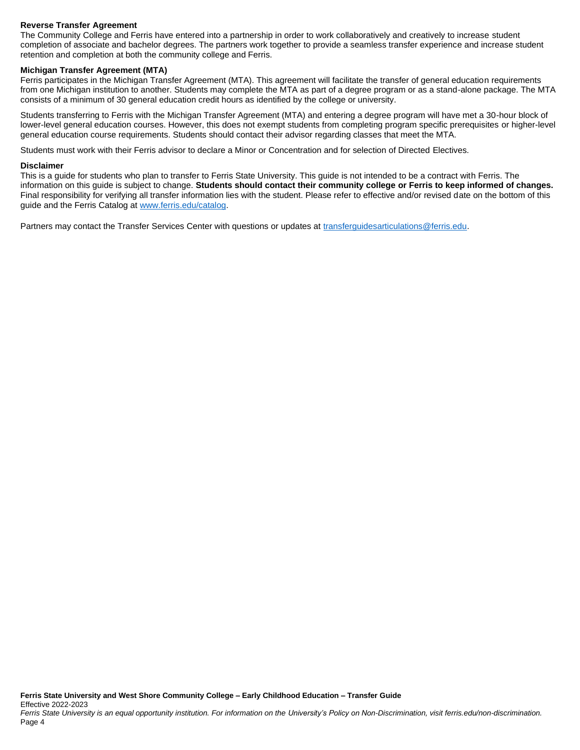**Reverse Transfer Agreement**

The Community College and Ferris have entered into a partnership in order to work collaboratively and creatively to increase student completion of associate and bachelor degrees. The partners work together to provide a seamless transfer experience and increase student retention and completion at both the community college and Ferris.

**Michigan Transfer Agreement (MTA)**

Ferris participates in the Michigan Transfer Agreement (MTA). This agreement will facilitate the transfer of general education requirements from one Michigan institution to another. Students may complete the MTA as part of a degree program or as a stand-alone package. The MTA consists of a minimum of 30 general education credit hours as identified by the college or university.

Students transferring to Ferris with the Michigan Transfer Agreement (MTA) and entering a degree program will have met a 30-hour block of lower-level general education courses. However, this does not exempt students from completing program specific prerequisites or higher-level general education course requirements. Students should contact their advisor regarding classes that meet the MTA.

Students must work with their Ferris advisor to declare a Minor or Concentration and for selection of Directed Electives.

**Disclaimer**

This is a guide for students who plan to transfer to Ferris State University. This guide is not intended to be a contract with Ferris. The information on this guide is subject to change. **Students should contact their community college or Ferris to keep informed of changes.** Final responsibility for verifying all transfer information lies with the student. Please refer to effective and/or revised date on the bottom of this guide and the Ferris Catalog at [www.ferris.edu/catalog](http://www.ferris.edu/catalog).

Partners may contact the Transfer Services Center with questions or updates at [transferguidesarticulations@ferris.edu](mailto:transferguidesarticulations@ferris.edu).